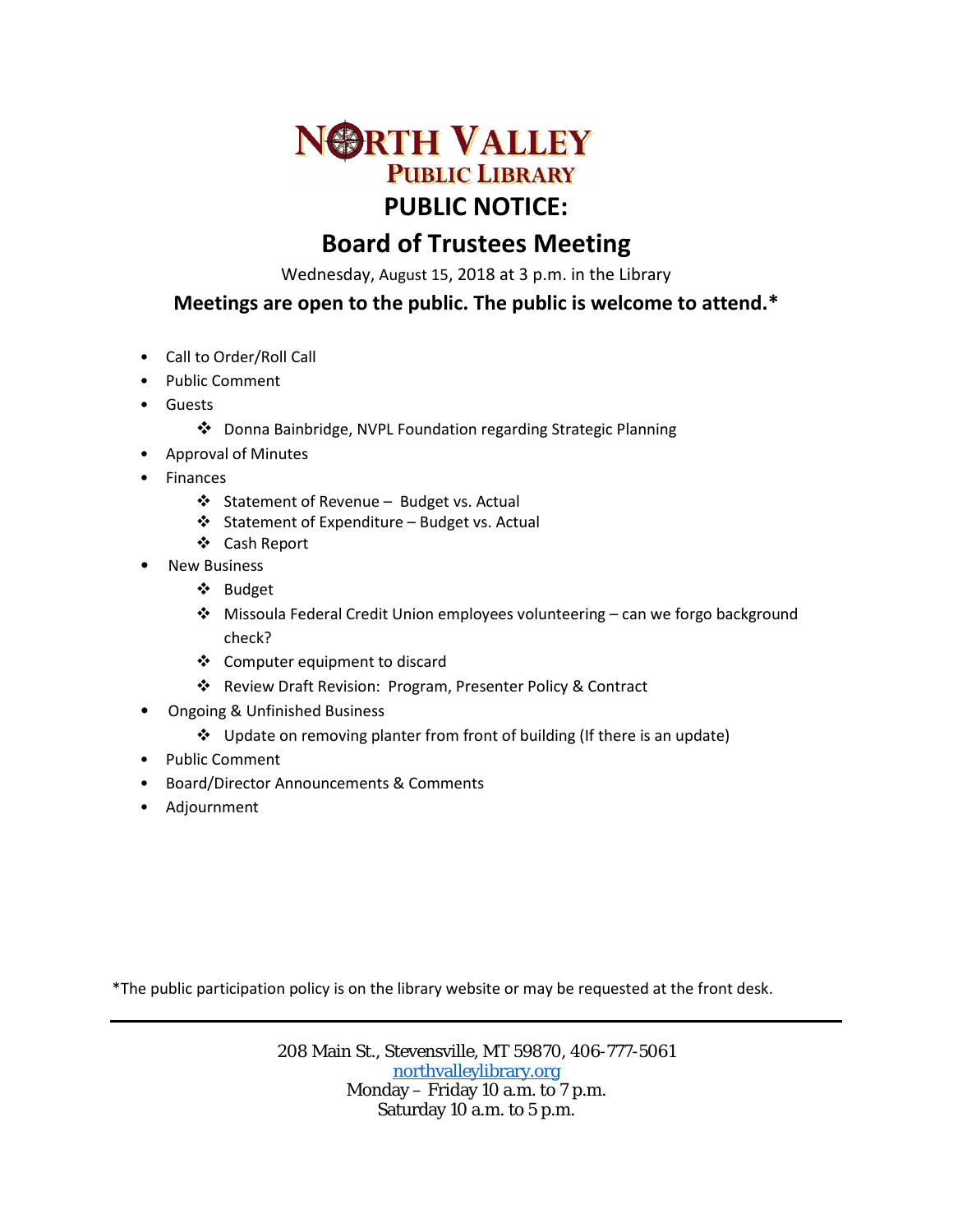# NORTH VALLEY PUBLIC LIBRARY

# PUBLIC NOTICE:

## Board of Trustees Meeting

Wednesday, August 15, 2018 at 3 p.m. in the Library

**Meetings are open to the public. The public is welcome to attend.***

- Call to Order/Roll Call
- Public Comment
- Guests
  - Donna Bainbridge, NVPL Foundation regarding Strategic Planning
- Approval of Minutes
- Finances
  - Statement of Revenue – Budget vs. Actual
  - Statement of Expenditure – Budget vs. Actual
  - Cash Report
- New Business
  - Budget
  - Missoula Federal Credit Union employees volunteering – can we forgo background check?
  - Computer equipment to discard
  - Review Draft Revision: Program, Presenter Policy & Contract
- Ongoing & Unfinished Business
  - Update on removing planter from front of building (If there is an update)
- Public Comment
- Board/Director Announcements & Comments
- Adjournment

*The public participation policy is on the library website or may be requested at the front desk.

---

208 Main St., Stevensville, MT 59870, 406-777-5061
northvalleylibrary.org
Monday – Friday 10 a.m. to 7 p.m.
Saturday 10 a.m. to 5 p.m.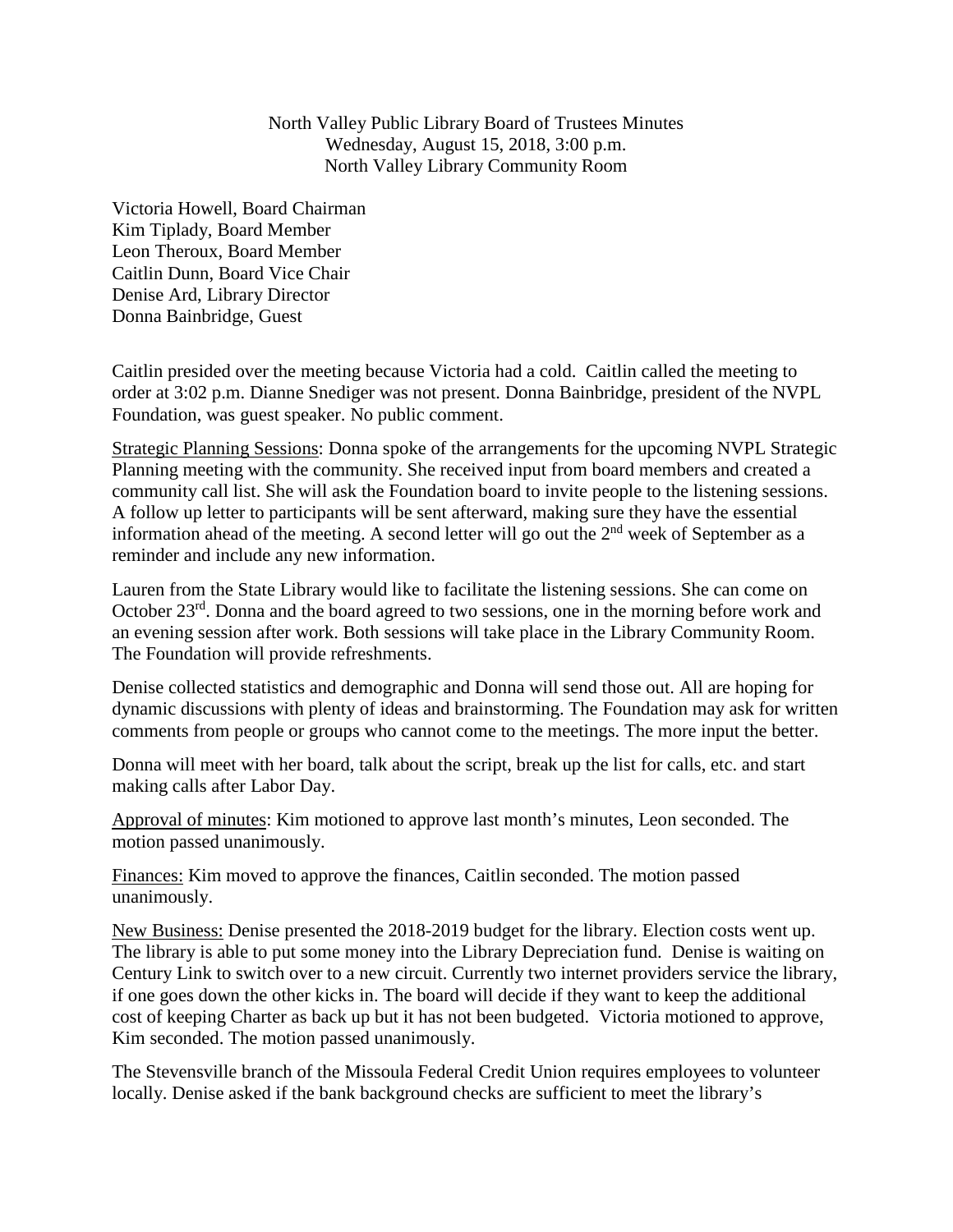North Valley Public Library Board of Trustees Minutes
Wednesday, August 15, 2018, 3:00 p.m.
North Valley Library Community Room

Victoria Howell, Board Chairman
Kim Tiplady, Board Member
Leon Theroux, Board Member
Caitlin Dunn, Board Vice Chair
Denise Ard, Library Director
Donna Bainbridge, Guest

Caitlin presided over the meeting because Victoria had a cold. Caitlin called the meeting to order at 3:02 p.m. Dianne Snediger was not present. Donna Bainbridge, president of the NVPL Foundation, was guest speaker. No public comment.

Strategic Planning Sessions: Donna spoke of the arrangements for the upcoming NVPL Strategic Planning meeting with the community. She received input from board members and created a community call list. She will ask the Foundation board to invite people to the listening sessions. A follow up letter to participants will be sent afterward, making sure they have the essential information ahead of the meeting. A second letter will go out the 2nd week of September as a reminder and include any new information.

Lauren from the State Library would like to facilitate the listening sessions. She can come on October 23rd. Donna and the board agreed to two sessions, one in the morning before work and an evening session after work. Both sessions will take place in the Library Community Room. The Foundation will provide refreshments.

Denise collected statistics and demographic and Donna will send those out. All are hoping for dynamic discussions with plenty of ideas and brainstorming. The Foundation may ask for written comments from people or groups who cannot come to the meetings. The more input the better.

Donna will meet with her board, talk about the script, break up the list for calls, etc. and start making calls after Labor Day.

Approval of minutes: Kim motioned to approve last month's minutes, Leon seconded. The motion passed unanimously.

Finances: Kim moved to approve the finances, Caitlin seconded. The motion passed unanimously.

New Business: Denise presented the 2018-2019 budget for the library. Election costs went up. The library is able to put some money into the Library Depreciation fund. Denise is waiting on Century Link to switch over to a new circuit. Currently two internet providers service the library, if one goes down the other kicks in. The board will decide if they want to keep the additional cost of keeping Charter as back up but it has not been budgeted. Victoria motioned to approve, Kim seconded. The motion passed unanimously.

The Stevensville branch of the Missoula Federal Credit Union requires employees to volunteer locally. Denise asked if the bank background checks are sufficient to meet the library's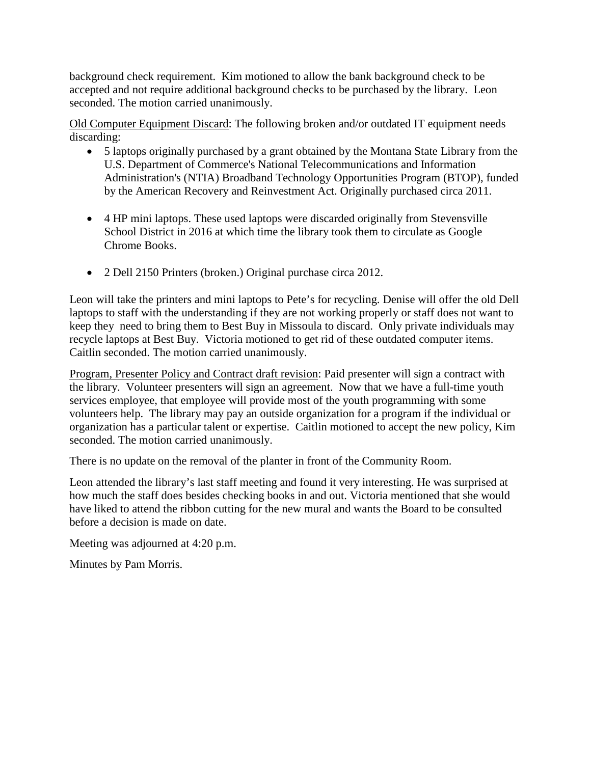background check requirement. Kim motioned to allow the bank background check to be accepted and not require additional background checks to be purchased by the library. Leon seconded. The motion carried unanimously.

Old Computer Equipment Discard: The following broken and/or outdated IT equipment needs discarding:

- 5 laptops originally purchased by a grant obtained by the Montana State Library from the U.S. Department of Commerce's National Telecommunications and Information Administration's (NTIA) Broadband Technology Opportunities Program (BTOP), funded by the American Recovery and Reinvestment Act. Originally purchased circa 2011.

- 4 HP mini laptops. These used laptops were discarded originally from Stevensville School District in 2016 at which time the library took them to circulate as Google Chrome Books.

- 2 Dell 2150 Printers (broken.) Original purchase circa 2012.

Leon will take the printers and mini laptops to Pete's for recycling. Denise will offer the old Dell laptops to staff with the understanding if they are not working properly or staff does not want to keep they need to bring them to Best Buy in Missoula to discard. Only private individuals may recycle laptops at Best Buy. Victoria motioned to get rid of these outdated computer items. Caitlin seconded. The motion carried unanimously.

Program, Presenter Policy and Contract draft revision: Paid presenter will sign a contract with the library. Volunteer presenters will sign an agreement. Now that we have a full-time youth services employee, that employee will provide most of the youth programming with some volunteers help. The library may pay an outside organization for a program if the individual or organization has a particular talent or expertise. Caitlin motioned to accept the new policy, Kim seconded. The motion carried unanimously.

There is no update on the removal of the planter in front of the Community Room.

Leon attended the library's last staff meeting and found it very interesting. He was surprised at how much the staff does besides checking books in and out. Victoria mentioned that she would have liked to attend the ribbon cutting for the new mural and wants the Board to be consulted before a decision is made on date.

Meeting was adjourned at 4:20 p.m.

Minutes by Pam Morris.